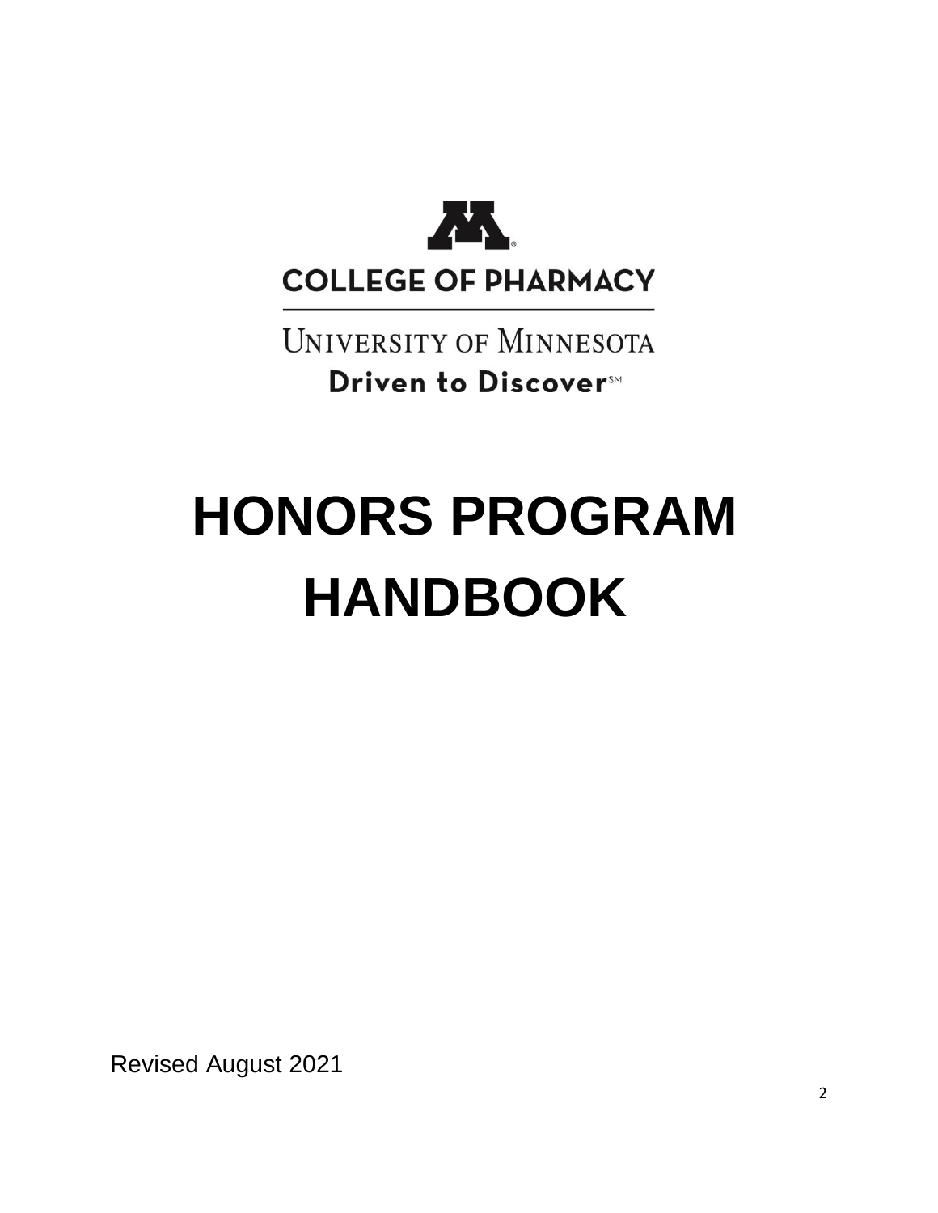COLLEGE OF PHARMACY

UNIVERSITY OF MINNESOTA

Driven to Discover℠

# HONORS PROGRAM HANDBOOK

Revised August 2021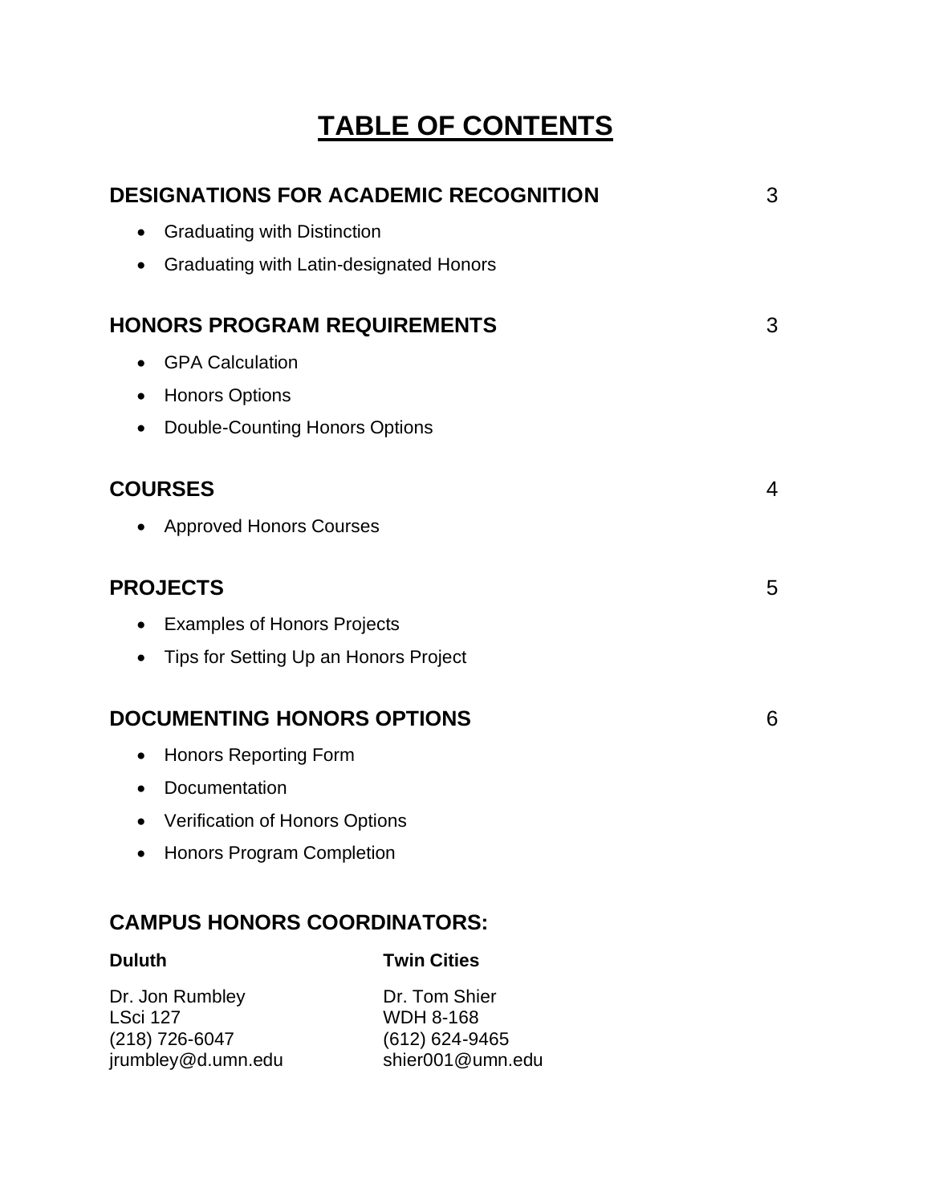# TABLE OF CONTENTS

| | |
|---|---|
| **DESIGNATIONS FOR ACADEMIC RECOGNITION** | 3 |
| • Graduating with Distinction | |
| • Graduating with Latin-designated Honors | |
| **HONORS PROGRAM REQUIREMENTS** | 3 |
| • GPA Calculation | |
| • Honors Options | |
| • Double-Counting Honors Options | |
| **COURSES** | 4 |
| • Approved Honors Courses | |
| **PROJECTS** | 5 |
| • Examples of Honors Projects | |
| • Tips for Setting Up an Honors Project | |
| **DOCUMENTING HONORS OPTIONS** | 6 |
| • Honors Reporting Form | |
| • Documentation | |
| • Verification of Honors Options | |
| • Honors Program Completion | |

## CAMPUS HONORS COORDINATORS:

**Duluth**

Dr. Jon Rumbley
LSci 127
(218) 726-6047
jrumbley@d.umn.edu

**Twin Cities**

Dr. Tom Shier
WDH 8-168
(612) 624-9465
shier001@umn.edu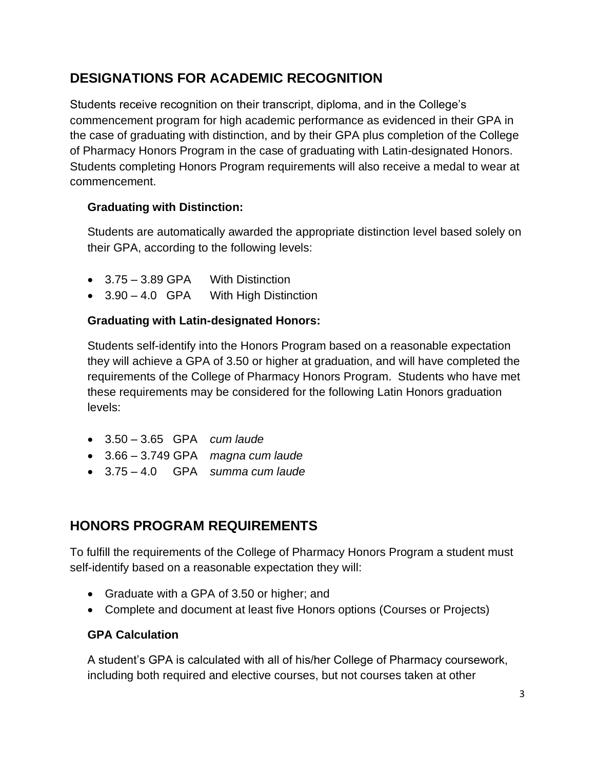## DESIGNATIONS FOR ACADEMIC RECOGNITION

Students receive recognition on their transcript, diploma, and in the College's commencement program for high academic performance as evidenced in their GPA in the case of graduating with distinction, and by their GPA plus completion of the College of Pharmacy Honors Program in the case of graduating with Latin-designated Honors. Students completing Honors Program requirements will also receive a medal to wear at commencement.

### Graduating with Distinction:

Students are automatically awarded the appropriate distinction level based solely on their GPA, according to the following levels:

- 3.75 – 3.89 GPA With Distinction
- 3.90 – 4.0 GPA With High Distinction

### Graduating with Latin-designated Honors:

Students self-identify into the Honors Program based on a reasonable expectation they will achieve a GPA of 3.50 or higher at graduation, and will have completed the requirements of the College of Pharmacy Honors Program. Students who have met these requirements may be considered for the following Latin Honors graduation levels:

- 3.50 – 3.65 GPA *cum laude*
- 3.66 – 3.749 GPA *magna cum laude*
- 3.75 – 4.0 GPA *summa cum laude*

## HONORS PROGRAM REQUIREMENTS

To fulfill the requirements of the College of Pharmacy Honors Program a student must self-identify based on a reasonable expectation they will:

- Graduate with a GPA of 3.50 or higher; and
- Complete and document at least five Honors options (Courses or Projects)

### GPA Calculation

A student's GPA is calculated with all of his/her College of Pharmacy coursework, including both required and elective courses, but not courses taken at other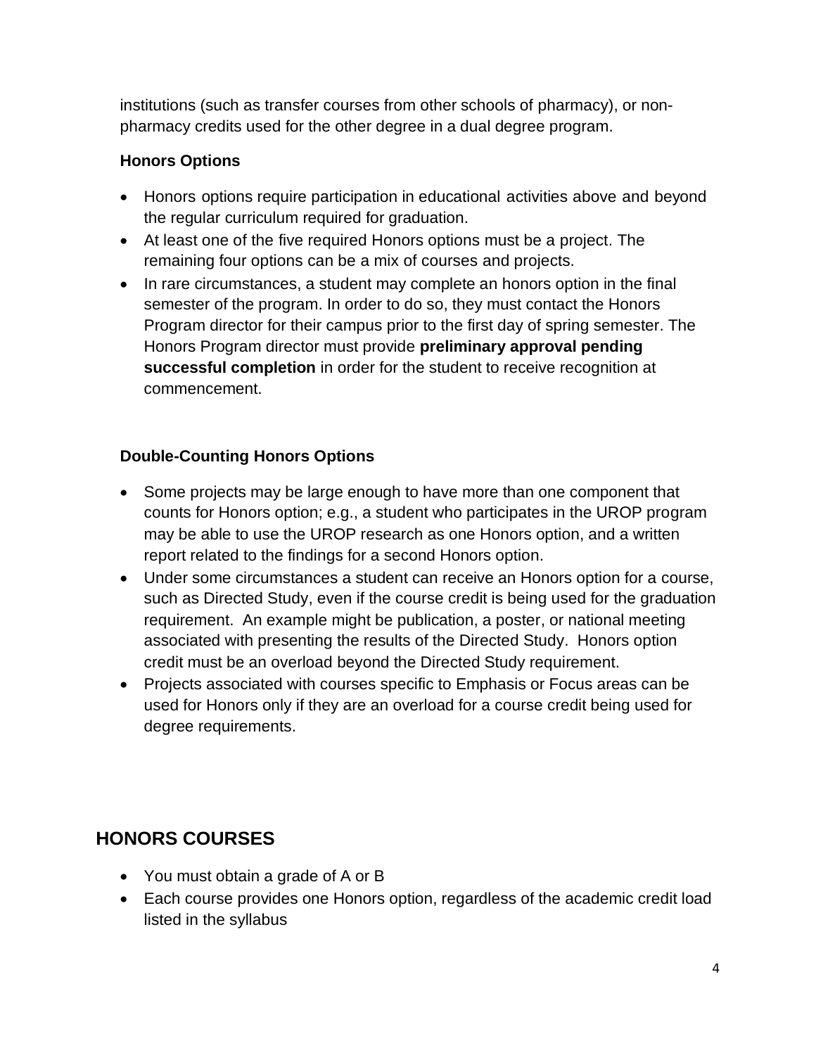institutions (such as transfer courses from other schools of pharmacy), or non-pharmacy credits used for the other degree in a dual degree program.

### Honors Options

- Honors options require participation in educational activities above and beyond the regular curriculum required for graduation.
- At least one of the five required Honors options must be a project. The remaining four options can be a mix of courses and projects.
- In rare circumstances, a student may complete an honors option in the final semester of the program. In order to do so, they must contact the Honors Program director for their campus prior to the first day of spring semester. The Honors Program director must provide **preliminary approval pending successful completion** in order for the student to receive recognition at commencement.

### Double-Counting Honors Options

- Some projects may be large enough to have more than one component that counts for Honors option; e.g., a student who participates in the UROP program may be able to use the UROP research as one Honors option, and a written report related to the findings for a second Honors option.
- Under some circumstances a student can receive an Honors option for a course, such as Directed Study, even if the course credit is being used for the graduation requirement. An example might be publication, a poster, or national meeting associated with presenting the results of the Directed Study. Honors option credit must be an overload beyond the Directed Study requirement.
- Projects associated with courses specific to Emphasis or Focus areas can be used for Honors only if they are an overload for a course credit being used for degree requirements.

## HONORS COURSES

- You must obtain a grade of A or B
- Each course provides one Honors option, regardless of the academic credit load listed in the syllabus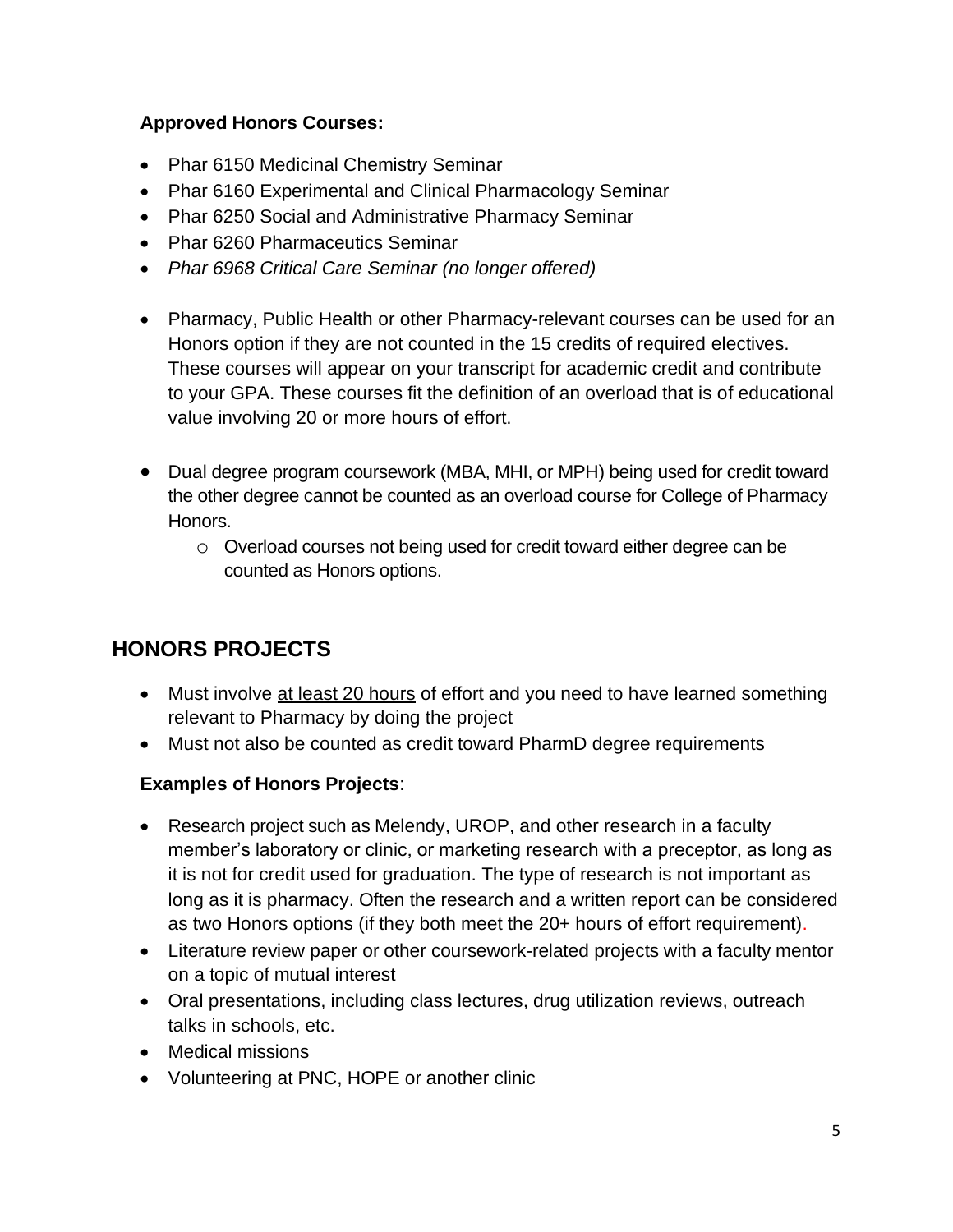**Approved Honors Courses:**

- Phar 6150 Medicinal Chemistry Seminar
- Phar 6160 Experimental and Clinical Pharmacology Seminar
- Phar 6250 Social and Administrative Pharmacy Seminar
- Phar 6260 Pharmaceutics Seminar
- *Phar 6968 Critical Care Seminar (no longer offered)*

- Pharmacy, Public Health or other Pharmacy-relevant courses can be used for an Honors option if they are not counted in the 15 credits of required electives. These courses will appear on your transcript for academic credit and contribute to your GPA. These courses fit the definition of an overload that is of educational value involving 20 or more hours of effort.

- Dual degree program coursework (MBA, MHI, or MPH) being used for credit toward the other degree cannot be counted as an overload course for College of Pharmacy Honors.
    - Overload courses not being used for credit toward either degree can be counted as Honors options.

## HONORS PROJECTS

- Must involve <u>at least 20 hours</u> of effort and you need to have learned something relevant to Pharmacy by doing the project
- Must not also be counted as credit toward PharmD degree requirements

**Examples of Honors Projects**:

- Research project such as Melendy, UROP, and other research in a faculty member's laboratory or clinic, or marketing research with a preceptor, as long as it is not for credit used for graduation. The type of research is not important as long as it is pharmacy. Often the research and a written report can be considered as two Honors options (if they both meet the 20+ hours of effort requirement).
- Literature review paper or other coursework-related projects with a faculty mentor on a topic of mutual interest
- Oral presentations, including class lectures, drug utilization reviews, outreach talks in schools, etc.
- Medical missions
- Volunteering at PNC, HOPE or another clinic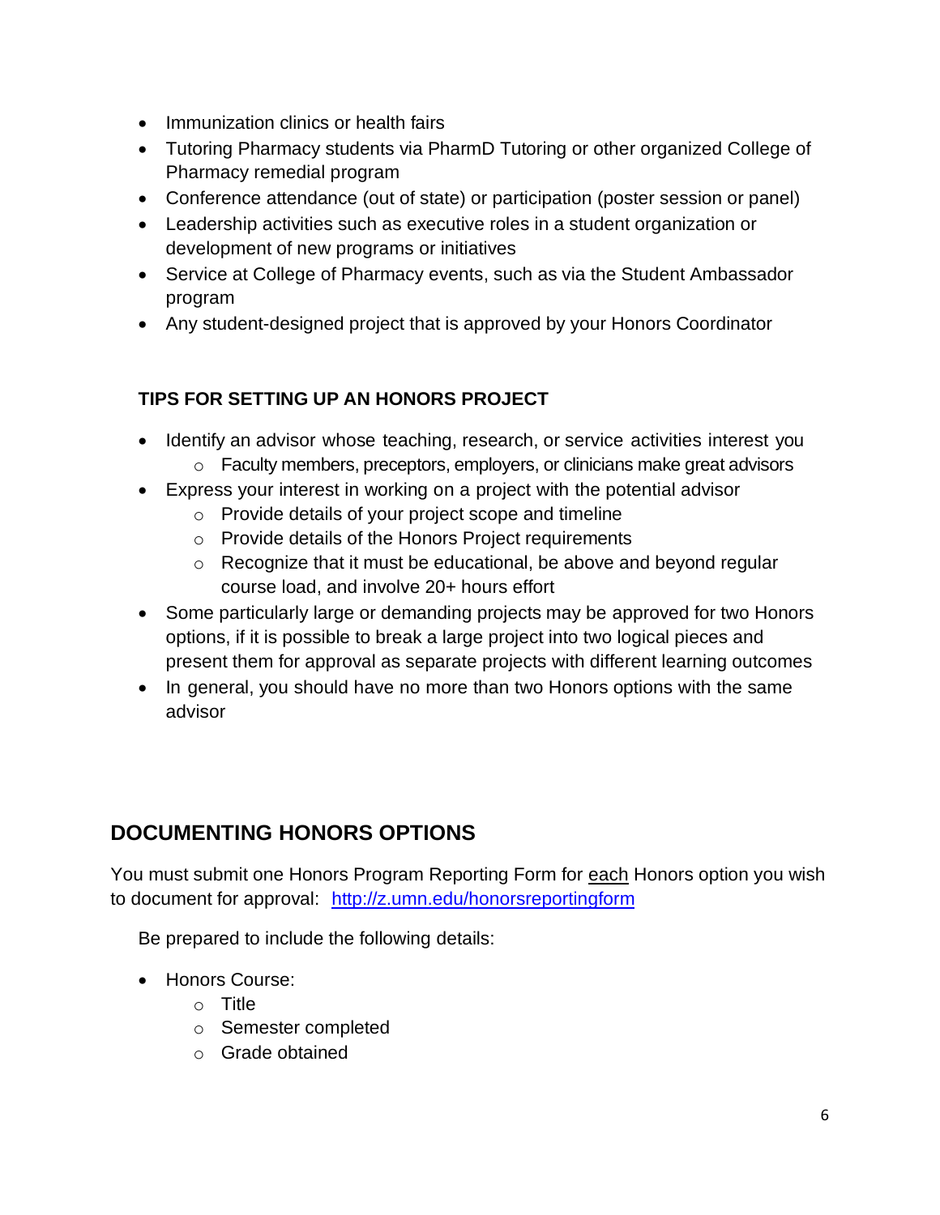- Immunization clinics or health fairs
- Tutoring Pharmacy students via PharmD Tutoring or other organized College of Pharmacy remedial program
- Conference attendance (out of state) or participation (poster session or panel)
- Leadership activities such as executive roles in a student organization or development of new programs or initiatives
- Service at College of Pharmacy events, such as via the Student Ambassador program
- Any student-designed project that is approved by your Honors Coordinator

### TIPS FOR SETTING UP AN HONORS PROJECT

- Identify an advisor whose teaching, research, or service activities interest you
  - Faculty members, preceptors, employers, or clinicians make great advisors
- Express your interest in working on a project with the potential advisor
  - Provide details of your project scope and timeline
  - Provide details of the Honors Project requirements
  - Recognize that it must be educational, be above and beyond regular course load, and involve 20+ hours effort
- Some particularly large or demanding projects may be approved for two Honors options, if it is possible to break a large project into two logical pieces and present them for approval as separate projects with different learning outcomes
- In general, you should have no more than two Honors options with the same advisor

## DOCUMENTING HONORS OPTIONS

You must submit one Honors Program Reporting Form for <u>each</u> Honors option you wish to document for approval: [http://z.umn.edu/honorsreportingform](http://z.umn.edu/honorsreportingform)

Be prepared to include the following details:

- Honors Course:
  - Title
  - Semester completed
  - Grade obtained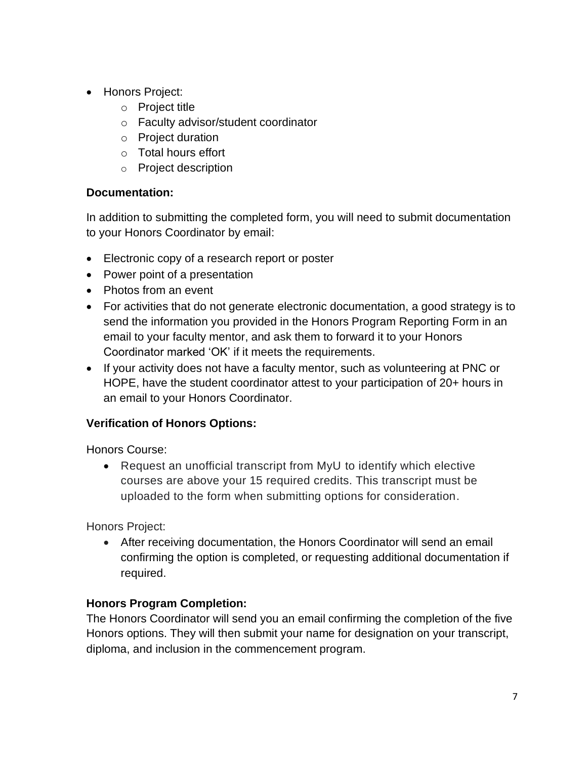- Honors Project:
  - Project title
  - Faculty advisor/student coordinator
  - Project duration
  - Total hours effort
  - Project description

**Documentation:**

In addition to submitting the completed form, you will need to submit documentation to your Honors Coordinator by email:

- Electronic copy of a research report or poster
- Power point of a presentation
- Photos from an event
- For activities that do not generate electronic documentation, a good strategy is to send the information you provided in the Honors Program Reporting Form in an email to your faculty mentor, and ask them to forward it to your Honors Coordinator marked 'OK' if it meets the requirements.
- If your activity does not have a faculty mentor, such as volunteering at PNC or HOPE, have the student coordinator attest to your participation of 20+ hours in an email to your Honors Coordinator.

**Verification of Honors Options:**

Honors Course:

- Request an unofficial transcript from MyU to identify which elective courses are above your 15 required credits. This transcript must be uploaded to the form when submitting options for consideration.

Honors Project:

- After receiving documentation, the Honors Coordinator will send an email confirming the option is completed, or requesting additional documentation if required.

**Honors Program Completion:**

The Honors Coordinator will send you an email confirming the completion of the five Honors options. They will then submit your name for designation on your transcript, diploma, and inclusion in the commencement program.